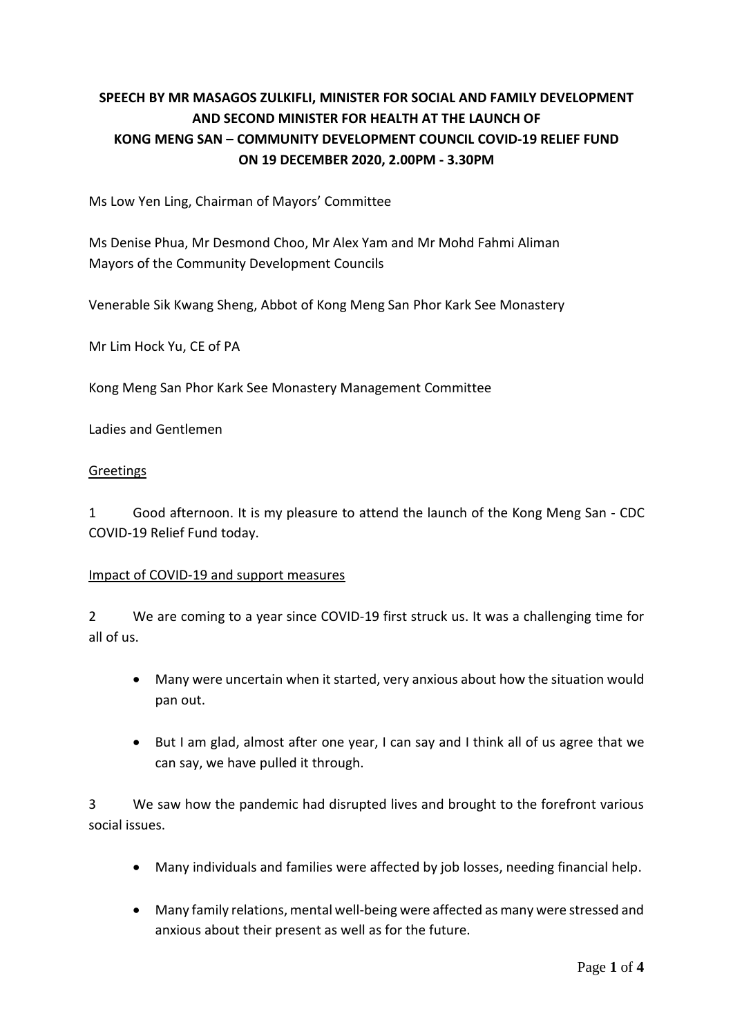# SPEECH BY MR MASAGOS ZULKIFLI, MINISTER FOR SOCIAL AND FAMILY DEVELOPMENT AND SECOND MINISTER FOR HEALTH AT THE LAUNCH OF KONG MENG SAN – COMMUNITY DEVELOPMENT COUNCIL COVID-19 RELIEF FUND ON 19 DECEMBER 2020, 2.00PM - 3.30PM

Ms Low Yen Ling, Chairman of Mayors' Committee

Ms Denise Phua, Mr Desmond Choo, Mr Alex Yam and Mr Mohd Fahmi Aliman
Mayors of the Community Development Councils

Venerable Sik Kwang Sheng, Abbot of Kong Meng San Phor Kark See Monastery

Mr Lim Hock Yu, CE of PA

Kong Meng San Phor Kark See Monastery Management Committee

Ladies and Gentlemen

## Greetings

1 Good afternoon. It is my pleasure to attend the launch of the Kong Meng San - CDC COVID-19 Relief Fund today.

## Impact of COVID-19 and support measures

2 We are coming to a year since COVID-19 first struck us. It was a challenging time for all of us.

- Many were uncertain when it started, very anxious about how the situation would pan out.
- But I am glad, almost after one year, I can say and I think all of us agree that we can say, we have pulled it through.

3 We saw how the pandemic had disrupted lives and brought to the forefront various social issues.

- Many individuals and families were affected by job losses, needing financial help.
- Many family relations, mental well-being were affected as many were stressed and anxious about their present as well as for the future.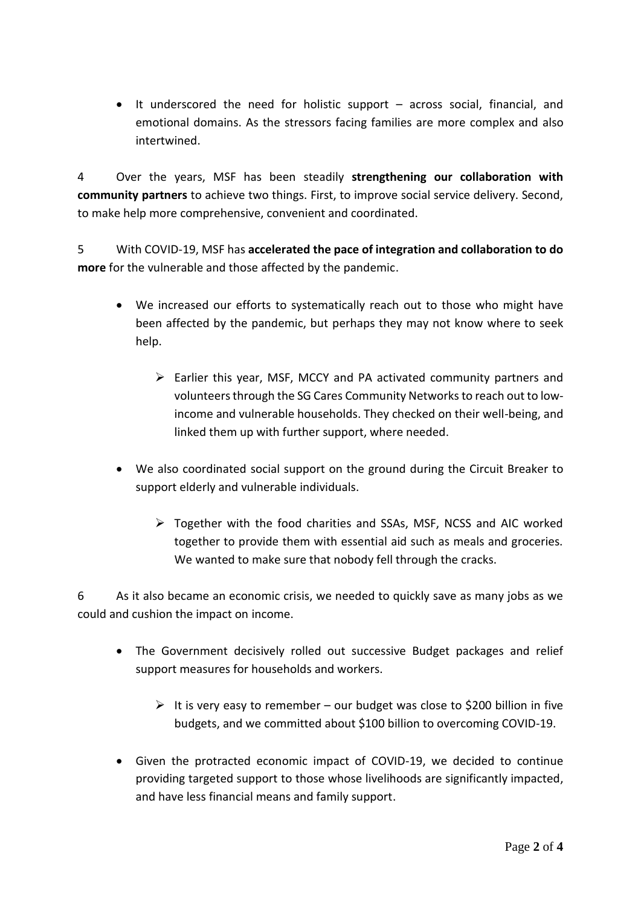- It underscored the need for holistic support – across social, financial, and emotional domains. As the stressors facing families are more complex and also intertwined.

4 Over the years, MSF has been steadily **strengthening our collaboration with community partners** to achieve two things. First, to improve social service delivery. Second, to make help more comprehensive, convenient and coordinated.

5 With COVID-19, MSF has **accelerated the pace of integration and collaboration to do more** for the vulnerable and those affected by the pandemic.

- We increased our efforts to systematically reach out to those who might have been affected by the pandemic, but perhaps they may not know where to seek help.
    - Earlier this year, MSF, MCCY and PA activated community partners and volunteers through the SG Cares Community Networks to reach out to low-income and vulnerable households. They checked on their well-being, and linked them up with further support, where needed.
- We also coordinated social support on the ground during the Circuit Breaker to support elderly and vulnerable individuals.
    - Together with the food charities and SSAs, MSF, NCSS and AIC worked together to provide them with essential aid such as meals and groceries. We wanted to make sure that nobody fell through the cracks.

6 As it also became an economic crisis, we needed to quickly save as many jobs as we could and cushion the impact on income.

- The Government decisively rolled out successive Budget packages and relief support measures for households and workers.
    - It is very easy to remember – our budget was close to $200 billion in five budgets, and we committed about $100 billion to overcoming COVID-19.
- Given the protracted economic impact of COVID-19, we decided to continue providing targeted support to those whose livelihoods are significantly impacted, and have less financial means and family support.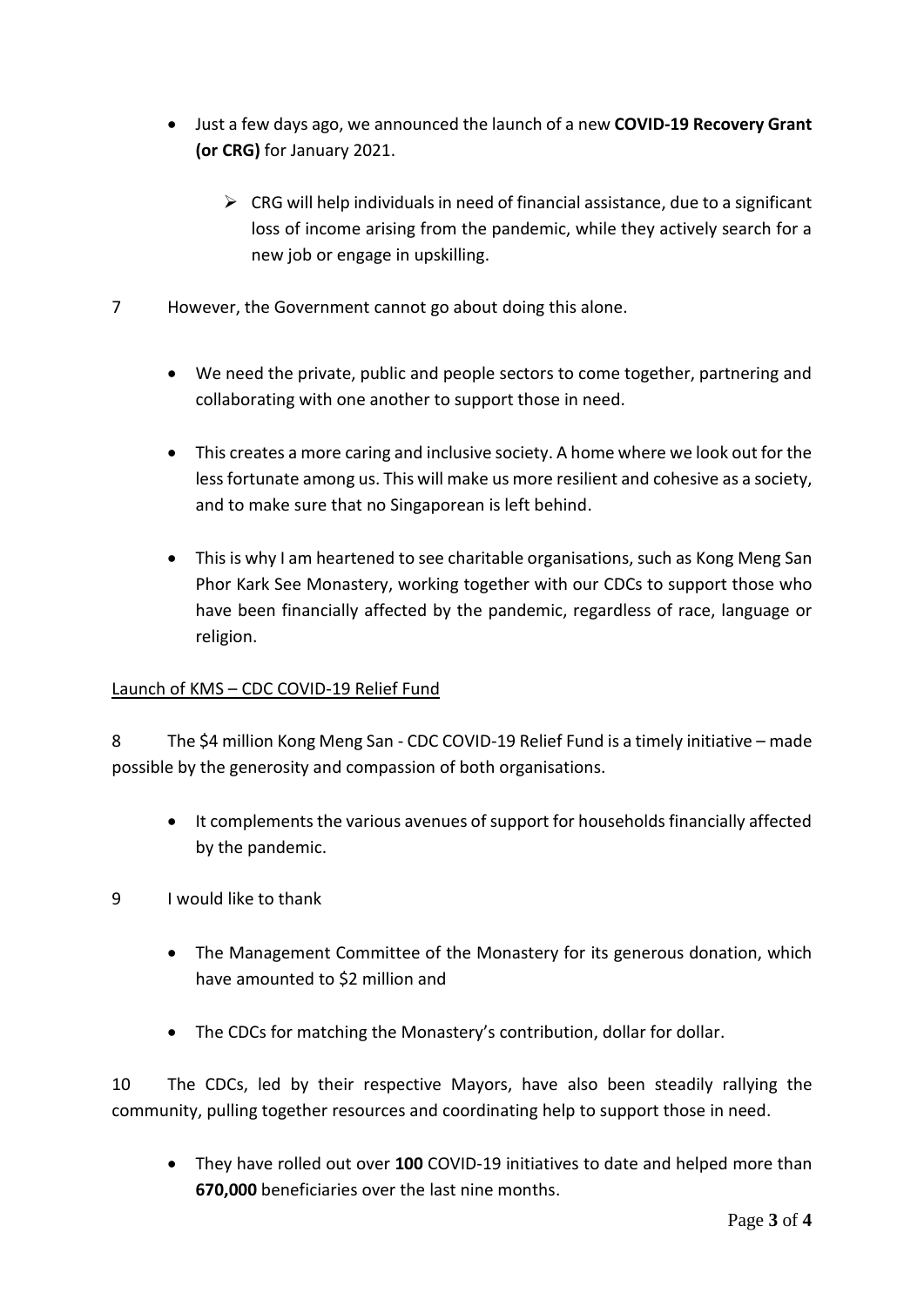- Just a few days ago, we announced the launch of a new **COVID-19 Recovery Grant (or CRG)** for January 2021.

  - CRG will help individuals in need of financial assistance, due to a significant loss of income arising from the pandemic, while they actively search for a new job or engage in upskilling.

7 However, the Government cannot go about doing this alone.

- We need the private, public and people sectors to come together, partnering and collaborating with one another to support those in need.

- This creates a more caring and inclusive society. A home where we look out for the less fortunate among us. This will make us more resilient and cohesive as a society, and to make sure that no Singaporean is left behind.

- This is why I am heartened to see charitable organisations, such as Kong Meng San Phor Kark See Monastery, working together with our CDCs to support those who have been financially affected by the pandemic, regardless of race, language or religion.

<u>Launch of KMS – CDC COVID-19 Relief Fund</u>

8 The $4 million Kong Meng San - CDC COVID-19 Relief Fund is a timely initiative – made possible by the generosity and compassion of both organisations.

- It complements the various avenues of support for households financially affected by the pandemic.

9 I would like to thank

- The Management Committee of the Monastery for its generous donation, which have amounted to $2 million and

- The CDCs for matching the Monastery's contribution, dollar for dollar.

10 The CDCs, led by their respective Mayors, have also been steadily rallying the community, pulling together resources and coordinating help to support those in need.

- They have rolled out over **100** COVID-19 initiatives to date and helped more than **670,000** beneficiaries over the last nine months.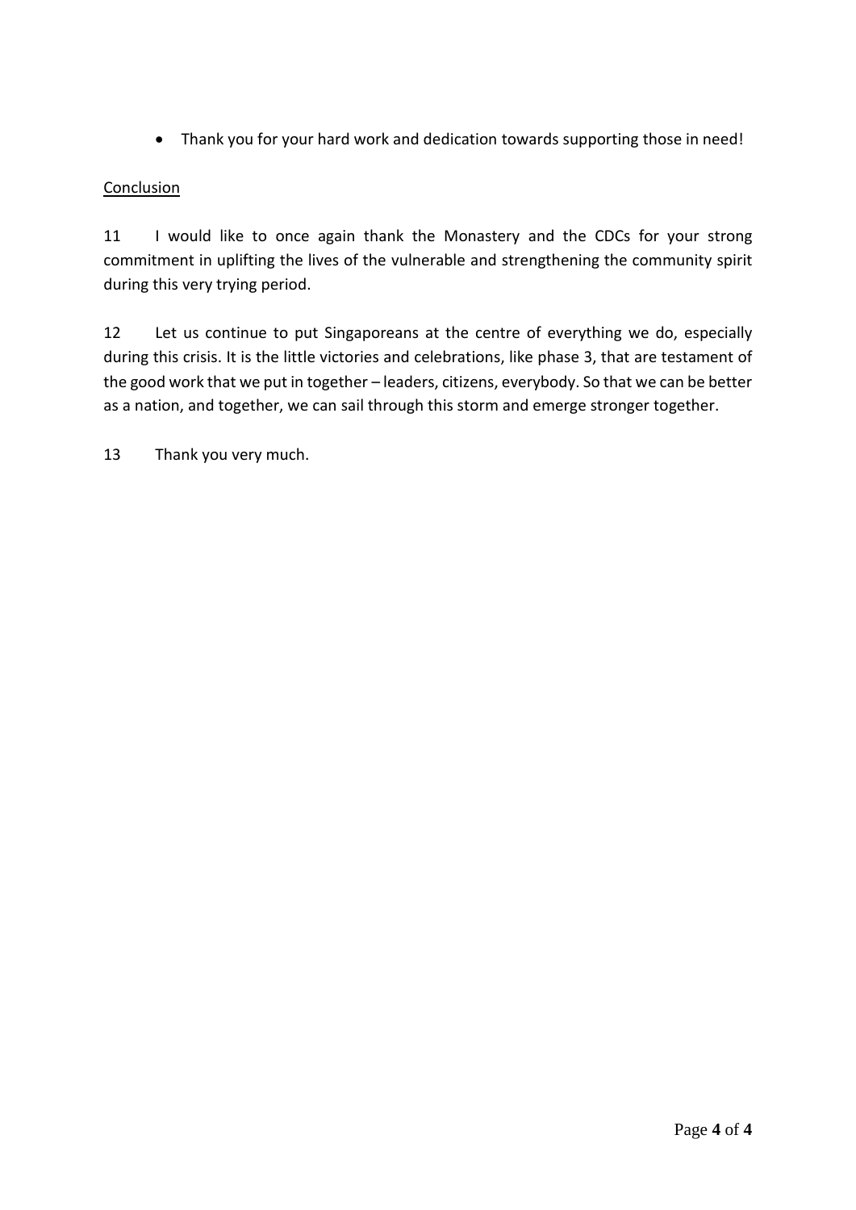- Thank you for your hard work and dedication towards supporting those in need!

Conclusion

11 I would like to once again thank the Monastery and the CDCs for your strong commitment in uplifting the lives of the vulnerable and strengthening the community spirit during this very trying period.

12 Let us continue to put Singaporeans at the centre of everything we do, especially during this crisis. It is the little victories and celebrations, like phase 3, that are testament of the good work that we put in together – leaders, citizens, everybody. So that we can be better as a nation, and together, we can sail through this storm and emerge stronger together.

13 Thank you very much.